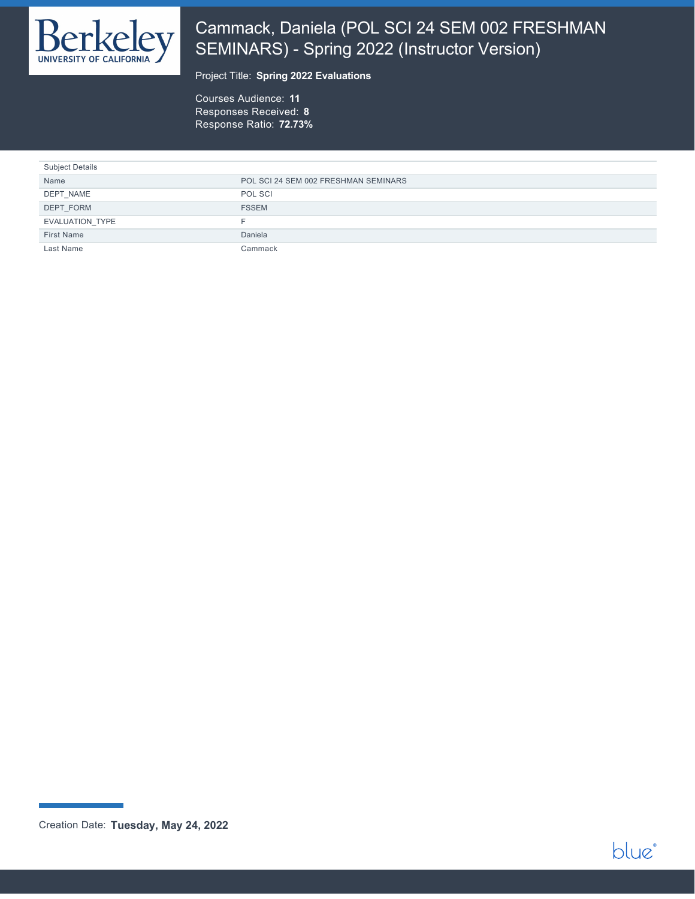# Cammack, Daniela (POL SCI 24 SEM 002 FRESHMAN SEMINARS) - Spring 2022 (Instructor Version)

Project Title: **Spring 2022 Evaluations**

Courses Audience: **11**
Responses Received: **8**
Response Ratio: **72.73%**

| Subject Details | |
|---|---|
| Name | POL SCI 24 SEM 002 FRESHMAN SEMINARS |
| DEPT_NAME | POL SCI |
| DEPT_FORM | FSSEM |
| EVALUATION_TYPE | F |
| First Name | Daniela |
| Last Name | Cammack |

Creation Date: **Tuesday, May 24, 2022**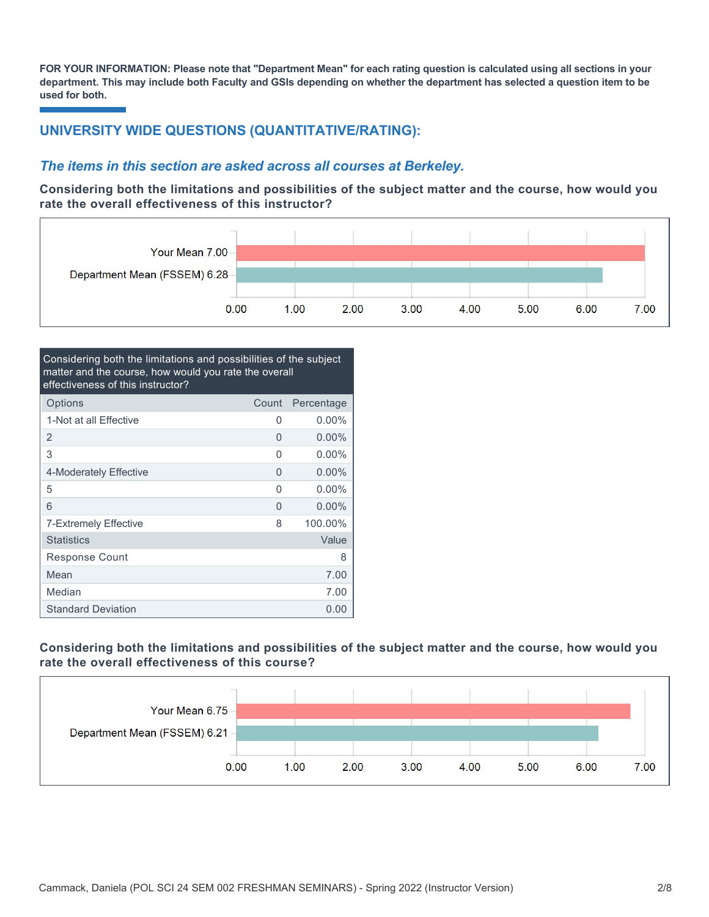**FOR YOUR INFORMATION: Please note that "Department Mean" for each rating question is calculated using all sections in your department. This may include both Faculty and GSIs depending on whether the department has selected a question item to be used for both.**

## UNIVERSITY WIDE QUESTIONS (QUANTITATIVE/RATING):

### *The items in this section are asked across all courses at Berkeley.*

**Considering both the limitations and possibilities of the subject matter and the course, how would you rate the overall effectiveness of this instructor?**

| | |
|---|---|
| Your Mean | 7.00 |
| Department Mean (FSSEM) | 6.28 |

| Options | Count | Percentage |
|---|---|---|
| 1-Not at all Effective | 0 | 0.00% |
| 2 | 0 | 0.00% |
| 3 | 0 | 0.00% |
| 4-Moderately Effective | 0 | 0.00% |
| 5 | 0 | 0.00% |
| 6 | 0 | 0.00% |
| 7-Extremely Effective | 8 | 100.00% |

| Statistics | Value |
|---|---|
| Response Count | 8 |
| Mean | 7.00 |
| Median | 7.00 |
| Standard Deviation | 0.00 |

**Considering both the limitations and possibilities of the subject matter and the course, how would you rate the overall effectiveness of this course?**

| | |
|---|---|
| Your Mean | 6.75 |
| Department Mean (FSSEM) | 6.21 |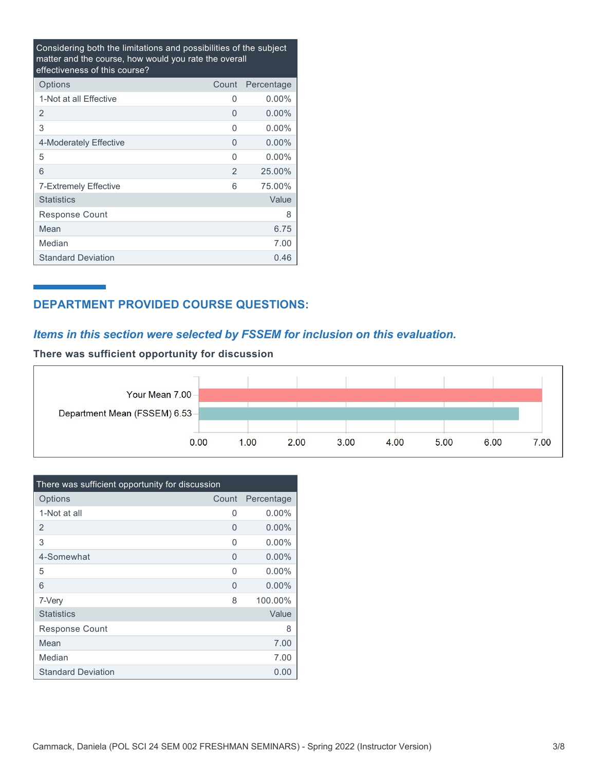| Considering both the limitations and possibilities of the subject matter and the course, how would you rate the overall effectiveness of this course? | | |
|---|---|---|
| Options | Count | Percentage |
| 1-Not at all Effective | 0 | 0.00% |
| 2 | 0 | 0.00% |
| 3 | 0 | 0.00% |
| 4-Moderately Effective | 0 | 0.00% |
| 5 | 0 | 0.00% |
| 6 | 2 | 25.00% |
| 7-Extremely Effective | 6 | 75.00% |
| Statistics | | Value |
| Response Count | | 8 |
| Mean | | 6.75 |
| Median | | 7.00 |
| Standard Deviation | | 0.46 |

## DEPARTMENT PROVIDED COURSE QUESTIONS:

### *Items in this section were selected by FSSEM for inclusion on this evaluation.*

**There was sufficient opportunity for discussion**

Your Mean 7.00

Department Mean (FSSEM) 6.53

0.00 1.00 2.00 3.00 4.00 5.00 6.00 7.00

| There was sufficient opportunity for discussion | | |
|---|---|---|
| Options | Count | Percentage |
| 1-Not at all | 0 | 0.00% |
| 2 | 0 | 0.00% |
| 3 | 0 | 0.00% |
| 4-Somewhat | 0 | 0.00% |
| 5 | 0 | 0.00% |
| 6 | 0 | 0.00% |
| 7-Very | 8 | 100.00% |
| Statistics | | Value |
| Response Count | | 8 |
| Mean | | 7.00 |
| Median | | 7.00 |
| Standard Deviation | | 0.00 |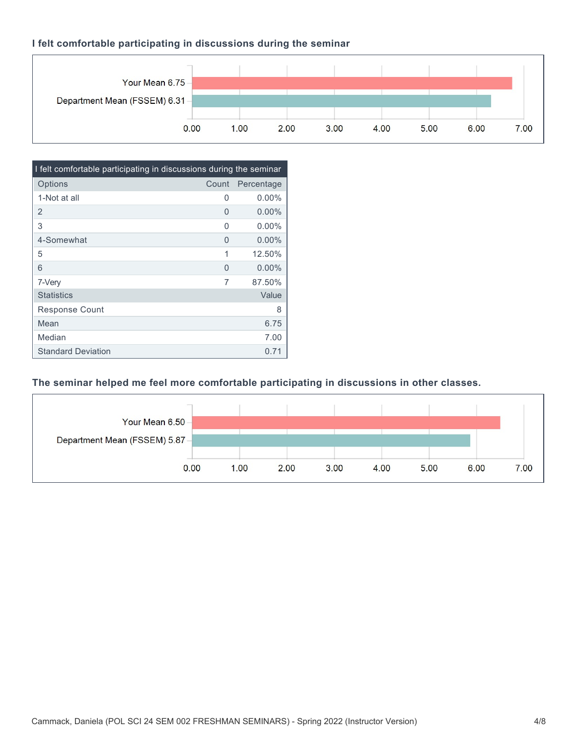### I felt comfortable participating in discussions during the seminar

Your Mean 6.75

Department Mean (FSSEM) 6.31

| I felt comfortable participating in discussions during the seminar | | |
|---|---|---|
| Options | Count | Percentage |
| 1-Not at all | 0 | 0.00% |
| 2 | 0 | 0.00% |
| 3 | 0 | 0.00% |
| 4-Somewhat | 0 | 0.00% |
| 5 | 1 | 12.50% |
| 6 | 0 | 0.00% |
| 7-Very | 7 | 87.50% |
| Statistics | | Value |
| Response Count | | 8 |
| Mean | | 6.75 |
| Median | | 7.00 |
| Standard Deviation | | 0.71 |

### The seminar helped me feel more comfortable participating in discussions in other classes.

Your Mean 6.50

Department Mean (FSSEM) 5.87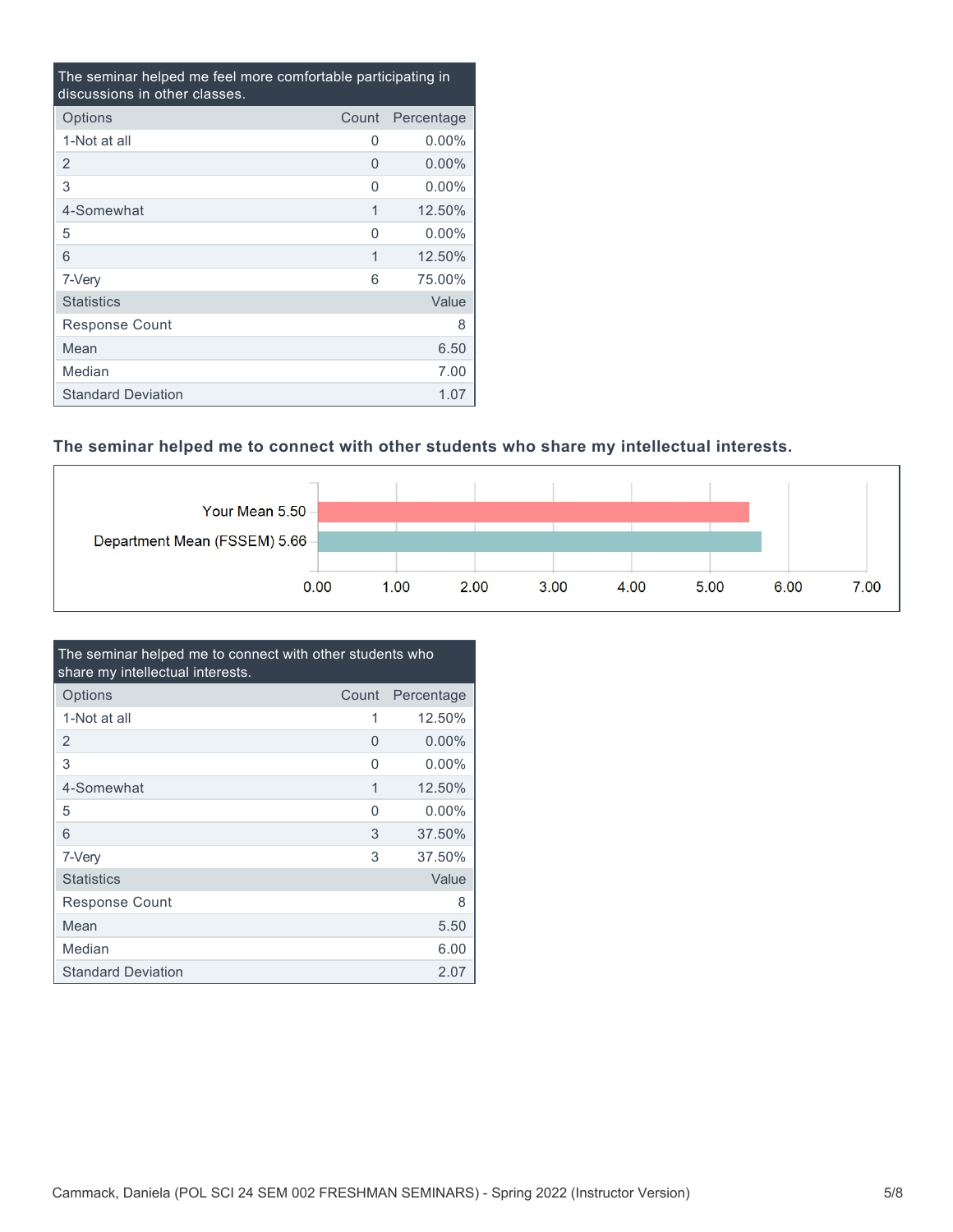| The seminar helped me feel more comfortable participating in discussions in other classes. | | |
|---|---|---|
| Options | Count | Percentage |
| 1-Not at all | 0 | 0.00% |
| 2 | 0 | 0.00% |
| 3 | 0 | 0.00% |
| 4-Somewhat | 1 | 12.50% |
| 5 | 0 | 0.00% |
| 6 | 1 | 12.50% |
| 7-Very | 6 | 75.00% |
| Statistics | | Value |
| Response Count | | 8 |
| Mean | | 6.50 |
| Median | | 7.00 |
| Standard Deviation | | 1.07 |

### The seminar helped me to connect with other students who share my intellectual interests.

Your Mean 5.50

Department Mean (FSSEM) 5.66

0.00 1.00 2.00 3.00 4.00 5.00 6.00 7.00

| The seminar helped me to connect with other students who share my intellectual interests. | | |
|---|---|---|
| Options | Count | Percentage |
| 1-Not at all | 1 | 12.50% |
| 2 | 0 | 0.00% |
| 3 | 0 | 0.00% |
| 4-Somewhat | 1 | 12.50% |
| 5 | 0 | 0.00% |
| 6 | 3 | 37.50% |
| 7-Very | 3 | 37.50% |
| Statistics | | Value |
| Response Count | | 8 |
| Mean | | 5.50 |
| Median | | 6.00 |
| Standard Deviation | | 2.07 |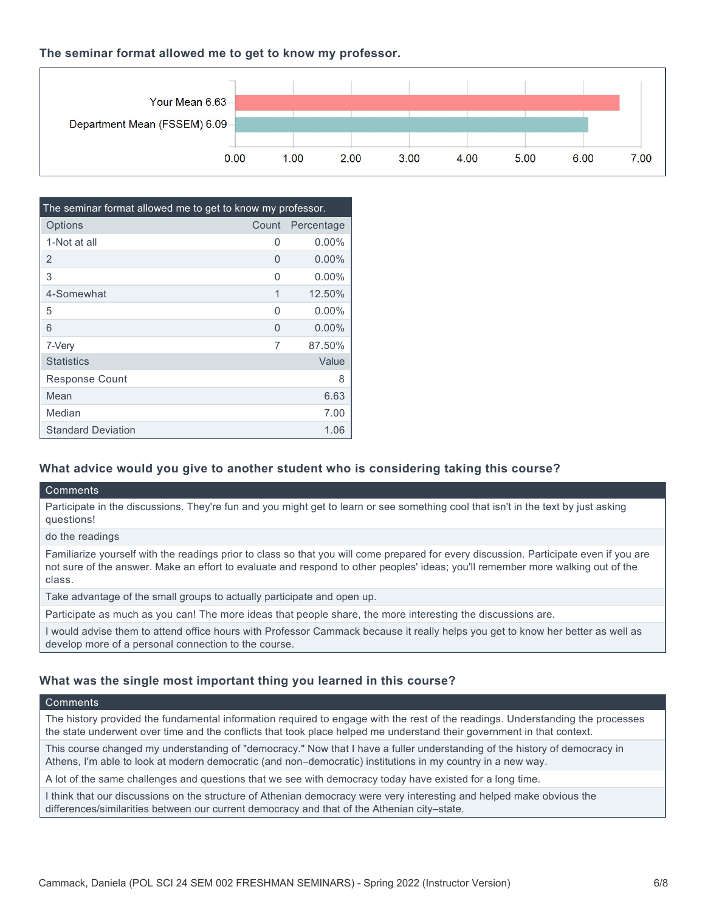### The seminar format allowed me to get to know my professor.

Your Mean 6.63

Department Mean (FSSEM) 6.09

| The seminar format allowed me to get to know my professor. | | |
|---|---|---|
| Options | Count | Percentage |
| 1-Not at all | 0 | 0.00% |
| 2 | 0 | 0.00% |
| 3 | 0 | 0.00% |
| 4-Somewhat | 1 | 12.50% |
| 5 | 0 | 0.00% |
| 6 | 0 | 0.00% |
| 7-Very | 7 | 87.50% |
| Statistics | | Value |
| Response Count | | 8 |
| Mean | | 6.63 |
| Median | | 7.00 |
| Standard Deviation | | 1.06 |

### What advice would you give to another student who is considering taking this course?

| Comments |
|---|
| Participate in the discussions. They're fun and you might get to learn or see something cool that isn't in the text by just asking questions! |
| do the readings |
| Familiarize yourself with the readings prior to class so that you will come prepared for every discussion. Participate even if you are not sure of the answer. Make an effort to evaluate and respond to other peoples' ideas; you'll remember more walking out of the class. |
| Take advantage of the small groups to actually participate and open up. |
| Participate as much as you can! The more ideas that people share, the more interesting the discussions are. |
| I would advise them to attend office hours with Professor Cammack because it really helps you get to know her better as well as develop more of a personal connection to the course. |

### What was the single most important thing you learned in this course?

| Comments |
|---|
| The history provided the fundamental information required to engage with the rest of the readings. Understanding the processes the state underwent over time and the conflicts that took place helped me understand their government in that context. |
| This course changed my understanding of "democracy." Now that I have a fuller understanding of the history of democracy in Athens, I'm able to look at modern democratic (and non–democratic) institutions in my country in a new way. |
| A lot of the same challenges and questions that we see with democracy today have existed for a long time. |
| I think that our discussions on the structure of Athenian democracy were very interesting and helped make obvious the differences/similarities between our current democracy and that of the Athenian city–state. |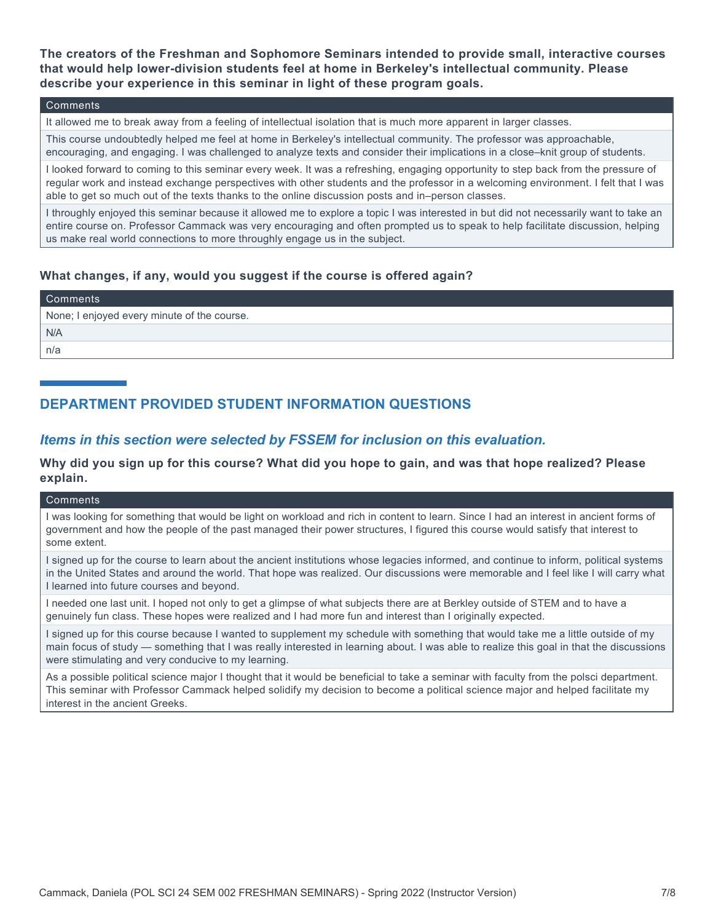**The creators of the Freshman and Sophomore Seminars intended to provide small, interactive courses that would help lower-division students feel at home in Berkeley's intellectual community. Please describe your experience in this seminar in light of these program goals.**

| Comments |
| --- |
| It allowed me to break away from a feeling of intellectual isolation that is much more apparent in larger classes. |
| This course undoubtedly helped me feel at home in Berkeley's intellectual community. The professor was approachable, encouraging, and engaging. I was challenged to analyze texts and consider their implications in a close–knit group of students. |
| I looked forward to coming to this seminar every week. It was a refreshing, engaging opportunity to step back from the pressure of regular work and instead exchange perspectives with other students and the professor in a welcoming environment. I felt that I was able to get so much out of the texts thanks to the online discussion posts and in–person classes. |
| I throughly enjoyed this seminar because it allowed me to explore a topic I was interested in but did not necessarily want to take an entire course on. Professor Cammack was very encouraging and often prompted us to speak to help facilitate discussion, helping us make real world connections to more throughly engage us in the subject. |

**What changes, if any, would you suggest if the course is offered again?**

| Comments |
| --- |
| None; I enjoyed every minute of the course. |
| N/A |
| n/a |

## DEPARTMENT PROVIDED STUDENT INFORMATION QUESTIONS

### *Items in this section were selected by FSSEM for inclusion on this evaluation.*

**Why did you sign up for this course? What did you hope to gain, and was that hope realized? Please explain.**

| Comments |
| --- |
| I was looking for something that would be light on workload and rich in content to learn. Since I had an interest in ancient forms of government and how the people of the past managed their power structures, I figured this course would satisfy that interest to some extent. |
| I signed up for the course to learn about the ancient institutions whose legacies informed, and continue to inform, political systems in the United States and around the world. That hope was realized. Our discussions were memorable and I feel like I will carry what I learned into future courses and beyond. |
| I needed one last unit. I hoped not only to get a glimpse of what subjects there are at Berkley outside of STEM and to have a genuinely fun class. These hopes were realized and I had more fun and interest than I originally expected. |
| I signed up for this course because I wanted to supplement my schedule with something that would take me a little outside of my main focus of study — something that I was really interested in learning about. I was able to realize this goal in that the discussions were stimulating and very conducive to my learning. |
| As a possible political science major I thought that it would be beneficial to take a seminar with faculty from the polsci department. This seminar with Professor Cammack helped solidify my decision to become a political science major and helped facilitate my interest in the ancient Greeks. |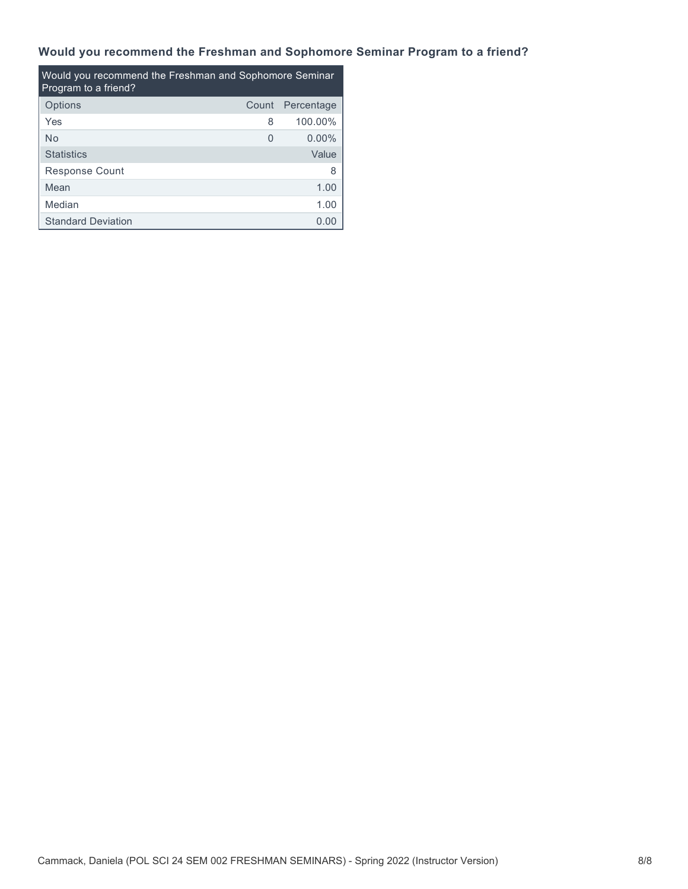### Would you recommend the Freshman and Sophomore Seminar Program to a friend?

| Would you recommend the Freshman and Sophomore Seminar Program to a friend? | | |
|---|---|---|
| Options | Count | Percentage |
| Yes | 8 | 100.00% |
| No | 0 | 0.00% |
| Statistics | | Value |
| Response Count | | 8 |
| Mean | | 1.00 |
| Median | | 1.00 |
| Standard Deviation | | 0.00 |